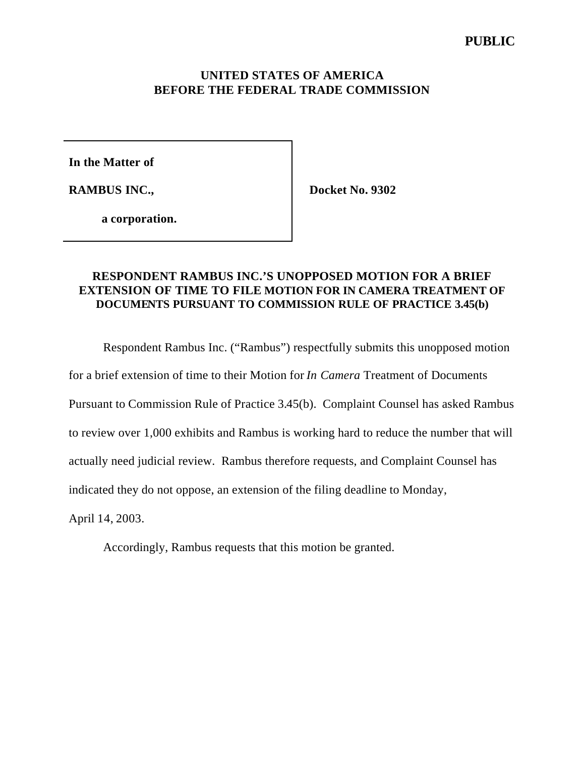**PUBLIC**

**UNITED STATES OF AMERICA**
**BEFORE THE FEDERAL TRADE COMMISSION**

| | |
|---|---|
| **In the Matter of**<br><br>**RAMBUS INC.,**<br><br>**a corporation.** | **Docket No. 9302** |

**RESPONDENT RAMBUS INC.'S UNOPPOSED MOTION FOR A BRIEF EXTENSION OF TIME TO FILE MOTION FOR IN CAMERA TREATMENT OF DOCUMENTS PURSUANT TO COMMISSION RULE OF PRACTICE 3.45(b)**

Respondent Rambus Inc. ("Rambus") respectfully submits this unopposed motion for a brief extension of time to their Motion for *In Camera* Treatment of Documents Pursuant to Commission Rule of Practice 3.45(b). Complaint Counsel has asked Rambus to review over 1,000 exhibits and Rambus is working hard to reduce the number that will actually need judicial review. Rambus therefore requests, and Complaint Counsel has indicated they do not oppose, an extension of the filing deadline to Monday, April 14, 2003.

Accordingly, Rambus requests that this motion be granted.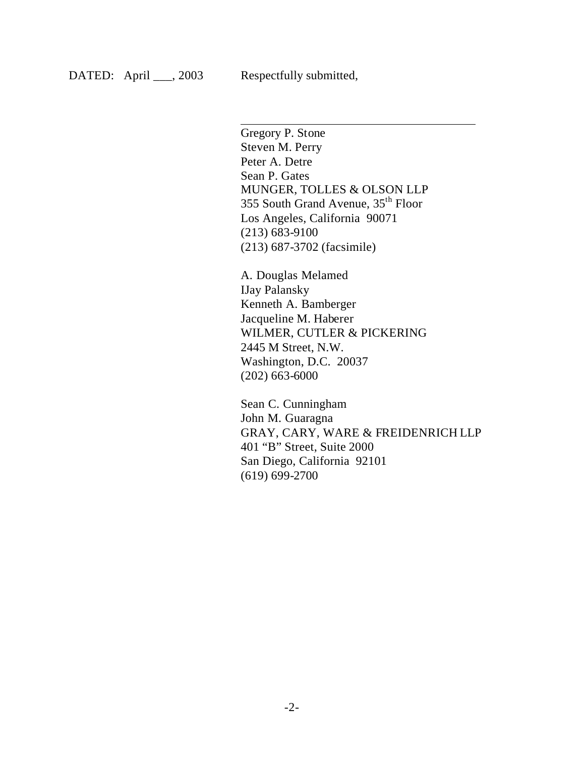DATED: April ___, 2003 Respectfully submitted,

\_\_\_\_\_\_\_\_\_\_\_\_\_\_\_\_\_\_\_\_\_\_\_\_\_\_\_\_\_\_\_\_\_\_\_\_\_\_

Gregory P. Stone
Steven M. Perry
Peter A. Detre
Sean P. Gates
MUNGER, TOLLES & OLSON LLP
355 South Grand Avenue, 35th Floor
Los Angeles, California 90071
(213) 683-9100
(213) 687-3702 (facsimile)

A. Douglas Melamed
IJay Palansky
Kenneth A. Bamberger
Jacqueline M. Haberer
WILMER, CUTLER & PICKERING
2445 M Street, N.W.
Washington, D.C. 20037
(202) 663-6000

Sean C. Cunningham
John M. Guaragna
GRAY, CARY, WARE & FREIDENRICH LLP
401 "B" Street, Suite 2000
San Diego, California 92101
(619) 699-2700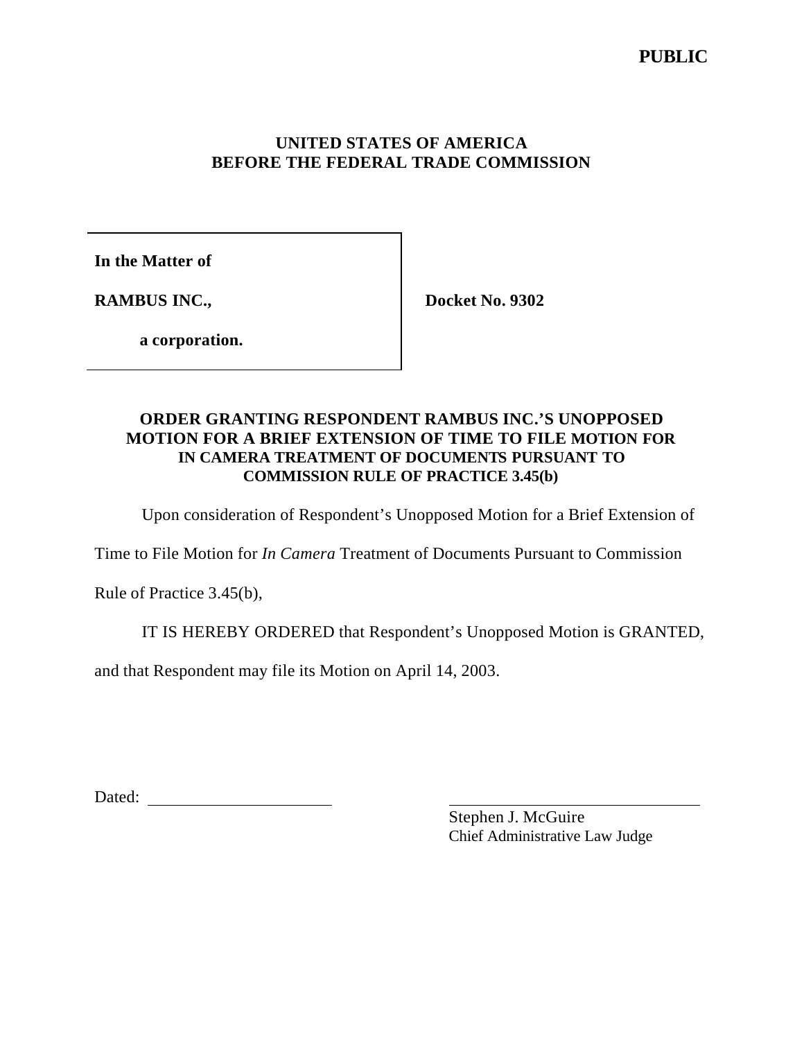**PUBLIC**

**UNITED STATES OF AMERICA**
**BEFORE THE FEDERAL TRADE COMMISSION**

| | |
|---|---|
| **In the Matter of**<br><br>**RAMBUS INC.,**<br><br>**a corporation.** | **Docket No. 9302** |

**ORDER GRANTING RESPONDENT RAMBUS INC.'S UNOPPOSED MOTION FOR A BRIEF EXTENSION OF TIME TO FILE MOTION FOR IN CAMERA TREATMENT OF DOCUMENTS PURSUANT TO COMMISSION RULE OF PRACTICE 3.45(b)**

Upon consideration of Respondent's Unopposed Motion for a Brief Extension of Time to File Motion for *In Camera* Treatment of Documents Pursuant to Commission Rule of Practice 3.45(b),

IT IS HEREBY ORDERED that Respondent's Unopposed Motion is GRANTED, and that Respondent may file its Motion on April 14, 2003.

Dated: ____________________

____________________________
Stephen J. McGuire
Chief Administrative Law Judge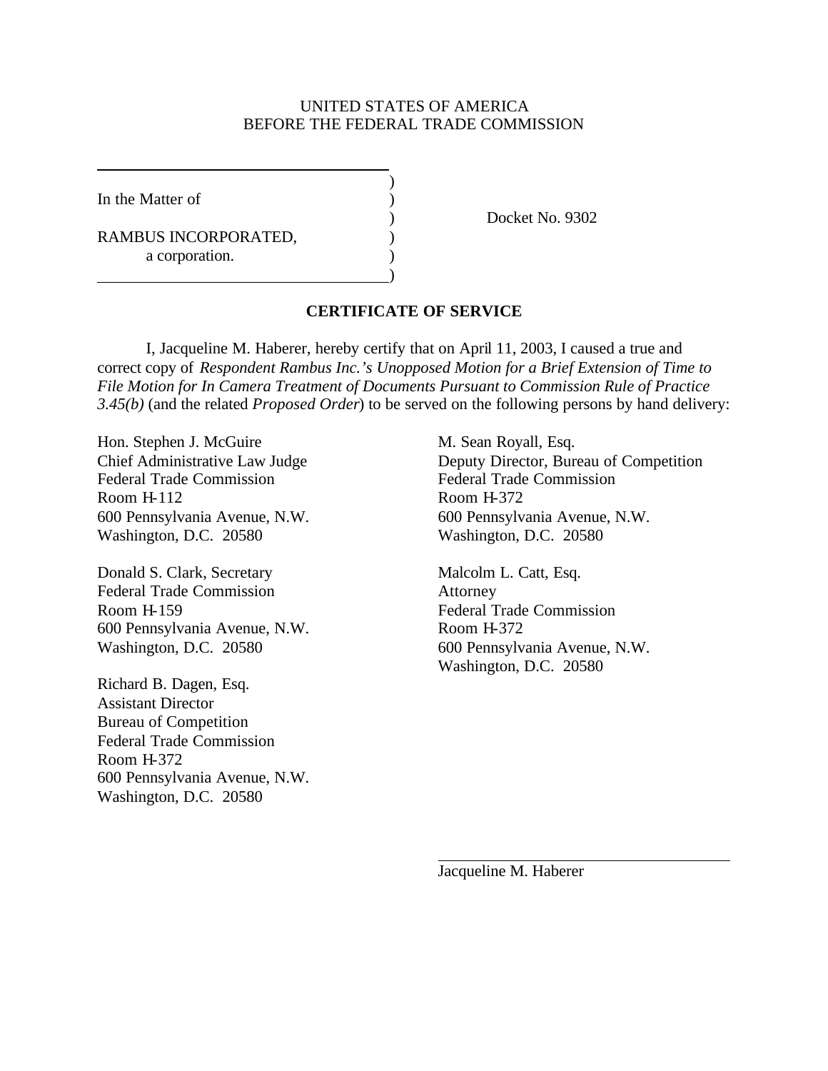UNITED STATES OF AMERICA
BEFORE THE FEDERAL TRADE COMMISSION

In the Matter of

RAMBUS INCORPORATED,
a corporation.

Docket No. 9302

**CERTIFICATE OF SERVICE**

I, Jacqueline M. Haberer, hereby certify that on April 11, 2003, I caused a true and correct copy of *Respondent Rambus Inc.'s Unopposed Motion for a Brief Extension of Time to File Motion for In Camera Treatment of Documents Pursuant to Commission Rule of Practice 3.45(b)* (and the related *Proposed Order*) to be served on the following persons by hand delivery:

Hon. Stephen J. McGuire
Chief Administrative Law Judge
Federal Trade Commission
Room H-112
600 Pennsylvania Avenue, N.W.
Washington, D.C. 20580

Donald S. Clark, Secretary
Federal Trade Commission
Room H-159
600 Pennsylvania Avenue, N.W.
Washington, D.C. 20580

Richard B. Dagen, Esq.
Assistant Director
Bureau of Competition
Federal Trade Commission
Room H-372
600 Pennsylvania Avenue, N.W.
Washington, D.C. 20580

M. Sean Royall, Esq.
Deputy Director, Bureau of Competition
Federal Trade Commission
Room H-372
600 Pennsylvania Avenue, N.W.
Washington, D.C. 20580

Malcolm L. Catt, Esq.
Attorney
Federal Trade Commission
Room H-372
600 Pennsylvania Avenue, N.W.
Washington, D.C. 20580

Jacqueline M. Haberer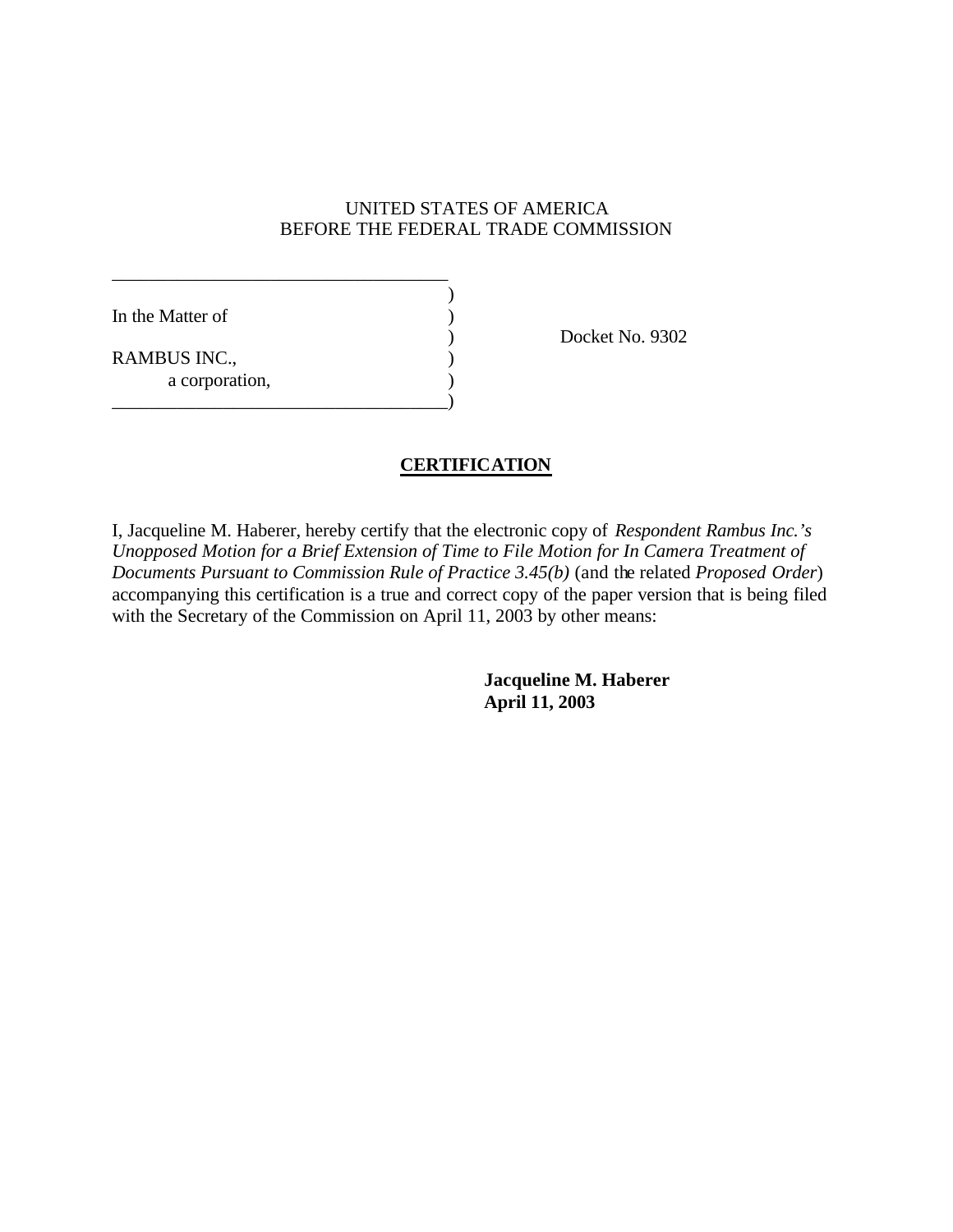UNITED STATES OF AMERICA
BEFORE THE FEDERAL TRADE COMMISSION

| | | |
|---|---|---|
| In the Matter of | ) | |
| | ) | Docket No. 9302 |
| RAMBUS INC., | ) | |
| a corporation, | ) | |

## **CERTIFICATION**

I, Jacqueline M. Haberer, hereby certify that the electronic copy of *Respondent Rambus Inc.'s Unopposed Motion for a Brief Extension of Time to File Motion for In Camera Treatment of Documents Pursuant to Commission Rule of Practice 3.45(b)* (and the related *Proposed Order*) accompanying this certification is a true and correct copy of the paper version that is being filed with the Secretary of the Commission on April 11, 2003 by other means:

**Jacqueline M. Haberer**
**April 11, 2003**